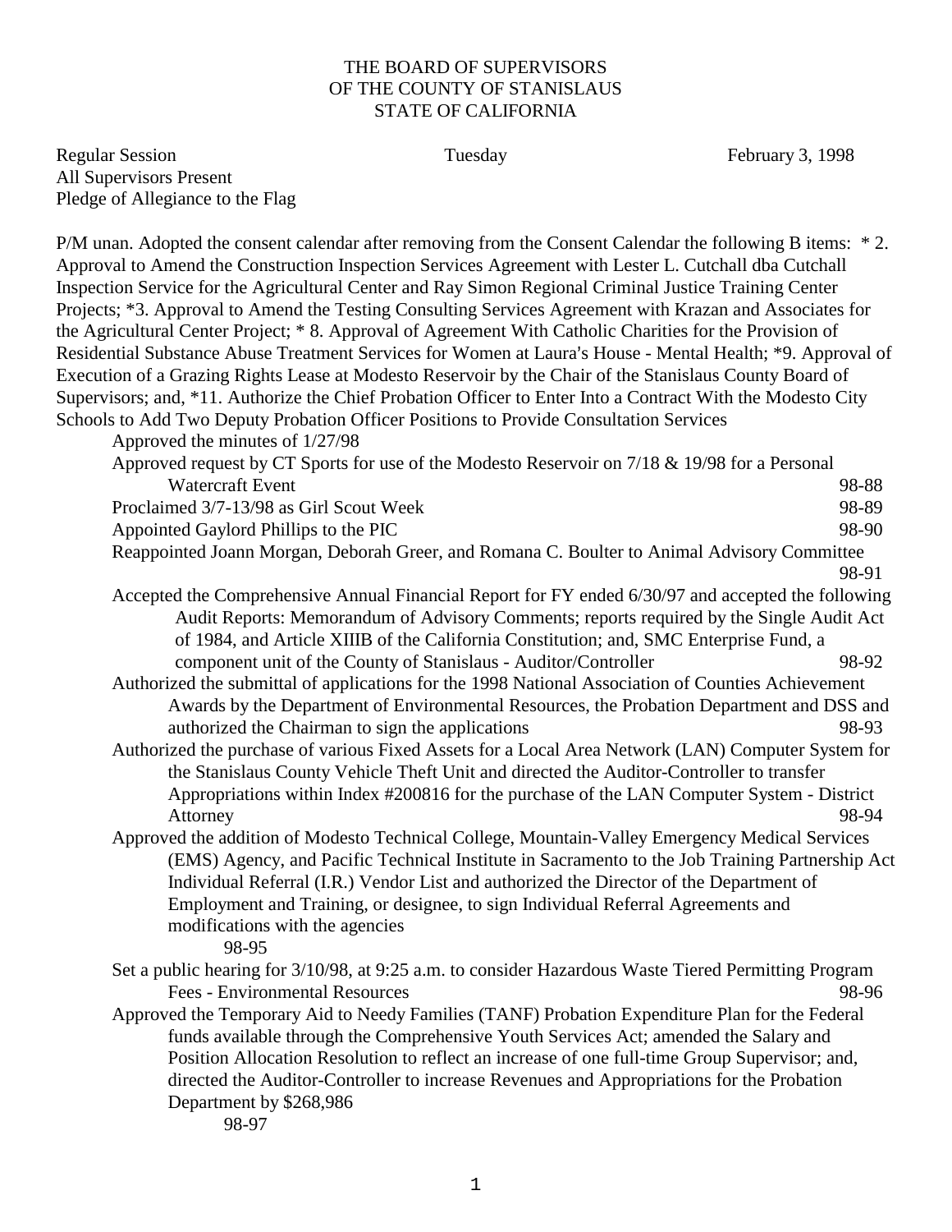THE BOARD OF SUPERVISORS
OF THE COUNTY OF STANISLAUS
STATE OF CALIFORNIA

Regular Session    Tuesday    February 3, 1998

All Supervisors Present

Pledge of Allegiance to the Flag

P/M unan. Adopted the consent calendar after removing from the Consent Calendar the following B items: * 2. Approval to Amend the Construction Inspection Services Agreement with Lester L. Cutchall dba Cutchall Inspection Service for the Agricultural Center and Ray Simon Regional Criminal Justice Training Center Projects; *3. Approval to Amend the Testing Consulting Services Agreement with Krazan and Associates for the Agricultural Center Project; * 8. Approval of Agreement With Catholic Charities for the Provision of Residential Substance Abuse Treatment Services for Women at Laura's House - Mental Health; *9. Approval of Execution of a Grazing Rights Lease at Modesto Reservoir by the Chair of the Stanislaus County Board of Supervisors; and, *11. Authorize the Chief Probation Officer to Enter Into a Contract With the Modesto City Schools to Add Two Deputy Probation Officer Positions to Provide Consultation Services

Approved the minutes of 1/27/98

Approved request by CT Sports for use of the Modesto Reservoir on 7/18 & 19/98 for a Personal Watercraft Event 98-88

Proclaimed 3/7-13/98 as Girl Scout Week 98-89

Appointed Gaylord Phillips to the PIC 98-90

Reappointed Joann Morgan, Deborah Greer, and Romana C. Boulter to Animal Advisory Committee 98-91

Accepted the Comprehensive Annual Financial Report for FY ended 6/30/97 and accepted the following Audit Reports: Memorandum of Advisory Comments; reports required by the Single Audit Act of 1984, and Article XIIIB of the California Constitution; and, SMC Enterprise Fund, a component unit of the County of Stanislaus - Auditor/Controller 98-92

Authorized the submittal of applications for the 1998 National Association of Counties Achievement Awards by the Department of Environmental Resources, the Probation Department and DSS and authorized the Chairman to sign the applications 98-93

Authorized the purchase of various Fixed Assets for a Local Area Network (LAN) Computer System for the Stanislaus County Vehicle Theft Unit and directed the Auditor-Controller to transfer Appropriations within Index #200816 for the purchase of the LAN Computer System - District Attorney 98-94

Approved the addition of Modesto Technical College, Mountain-Valley Emergency Medical Services (EMS) Agency, and Pacific Technical Institute in Sacramento to the Job Training Partnership Act Individual Referral (I.R.) Vendor List and authorized the Director of the Department of Employment and Training, or designee, to sign Individual Referral Agreements and modifications with the agencies 98-95

Set a public hearing for 3/10/98, at 9:25 a.m. to consider Hazardous Waste Tiered Permitting Program Fees - Environmental Resources 98-96

Approved the Temporary Aid to Needy Families (TANF) Probation Expenditure Plan for the Federal funds available through the Comprehensive Youth Services Act; amended the Salary and Position Allocation Resolution to reflect an increase of one full-time Group Supervisor; and, directed the Auditor-Controller to increase Revenues and Appropriations for the Probation Department by $268,986 98-97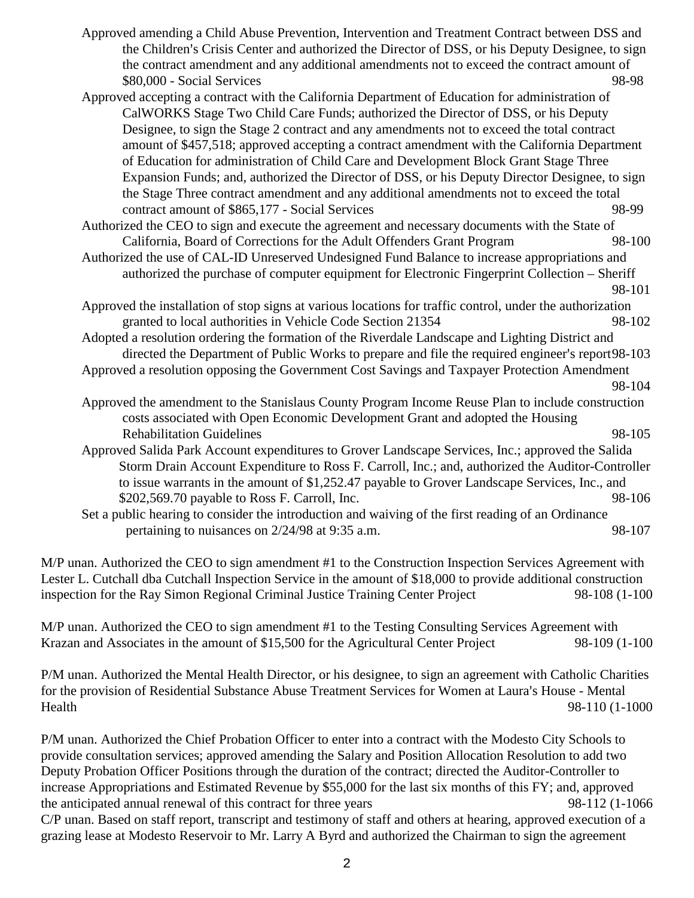Approved amending a Child Abuse Prevention, Intervention and Treatment Contract between DSS and the Children's Crisis Center and authorized the Director of DSS, or his Deputy Designee, to sign the contract amendment and any additional amendments not to exceed the contract amount of $80,000 - Social Services 98-98

Approved accepting a contract with the California Department of Education for administration of CalWORKS Stage Two Child Care Funds; authorized the Director of DSS, or his Deputy Designee, to sign the Stage 2 contract and any amendments not to exceed the total contract amount of $457,518; approved accepting a contract amendment with the California Department of Education for administration of Child Care and Development Block Grant Stage Three Expansion Funds; and, authorized the Director of DSS, or his Deputy Director Designee, to sign the Stage Three contract amendment and any additional amendments not to exceed the total contract amount of $865,177 - Social Services 98-99

Authorized the CEO to sign and execute the agreement and necessary documents with the State of California, Board of Corrections for the Adult Offenders Grant Program 98-100

Authorized the use of CAL-ID Unreserved Undesigned Fund Balance to increase appropriations and authorized the purchase of computer equipment for Electronic Fingerprint Collection – Sheriff 98-101

Approved the installation of stop signs at various locations for traffic control, under the authorization granted to local authorities in Vehicle Code Section 21354 98-102

Adopted a resolution ordering the formation of the Riverdale Landscape and Lighting District and directed the Department of Public Works to prepare and file the required engineer's report98-103

Approved a resolution opposing the Government Cost Savings and Taxpayer Protection Amendment 98-104

Approved the amendment to the Stanislaus County Program Income Reuse Plan to include construction costs associated with Open Economic Development Grant and adopted the Housing Rehabilitation Guidelines 98-105

Approved Salida Park Account expenditures to Grover Landscape Services, Inc.; approved the Salida Storm Drain Account Expenditure to Ross F. Carroll, Inc.; and, authorized the Auditor-Controller to issue warrants in the amount of $1,252.47 payable to Grover Landscape Services, Inc., and $202,569.70 payable to Ross F. Carroll, Inc. 98-106

Set a public hearing to consider the introduction and waiving of the first reading of an Ordinance pertaining to nuisances on 2/24/98 at 9:35 a.m. 98-107

M/P unan. Authorized the CEO to sign amendment #1 to the Construction Inspection Services Agreement with Lester L. Cutchall dba Cutchall Inspection Service in the amount of $18,000 to provide additional construction inspection for the Ray Simon Regional Criminal Justice Training Center Project 98-108 (1-100

M/P unan. Authorized the CEO to sign amendment #1 to the Testing Consulting Services Agreement with Krazan and Associates in the amount of $15,500 for the Agricultural Center Project 98-109 (1-100

P/M unan. Authorized the Mental Health Director, or his designee, to sign an agreement with Catholic Charities for the provision of Residential Substance Abuse Treatment Services for Women at Laura's House - Mental Health 98-110 (1-1000

P/M unan. Authorized the Chief Probation Officer to enter into a contract with the Modesto City Schools to provide consultation services; approved amending the Salary and Position Allocation Resolution to add two Deputy Probation Officer Positions through the duration of the contract; directed the Auditor-Controller to increase Appropriations and Estimated Revenue by $55,000 for the last six months of this FY; and, approved the anticipated annual renewal of this contract for three years 98-112 (1-1066

C/P unan. Based on staff report, transcript and testimony of staff and others at hearing, approved execution of a grazing lease at Modesto Reservoir to Mr. Larry A Byrd and authorized the Chairman to sign the agreement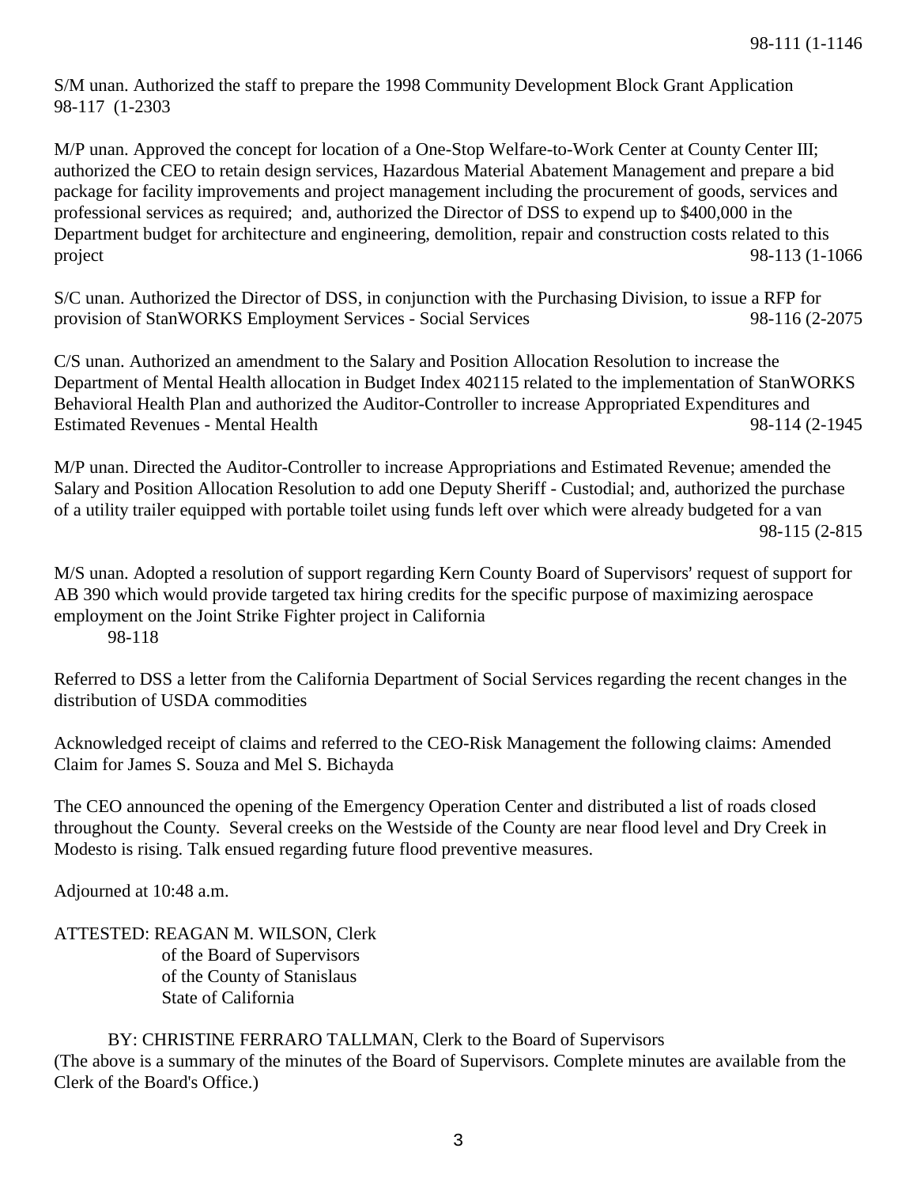98-111 (1-1146

S/M unan. Authorized the staff to prepare the 1998 Community Development Block Grant Application 98-117 (1-2303

M/P unan. Approved the concept for location of a One-Stop Welfare-to-Work Center at County Center III; authorized the CEO to retain design services, Hazardous Material Abatement Management and prepare a bid package for facility improvements and project management including the procurement of goods, services and professional services as required; and, authorized the Director of DSS to expend up to $400,000 in the Department budget for architecture and engineering, demolition, repair and construction costs related to this project 98-113 (1-1066

S/C unan. Authorized the Director of DSS, in conjunction with the Purchasing Division, to issue a RFP for provision of StanWORKS Employment Services - Social Services 98-116 (2-2075

C/S unan. Authorized an amendment to the Salary and Position Allocation Resolution to increase the Department of Mental Health allocation in Budget Index 402115 related to the implementation of StanWORKS Behavioral Health Plan and authorized the Auditor-Controller to increase Appropriated Expenditures and Estimated Revenues - Mental Health 98-114 (2-1945

M/P unan. Directed the Auditor-Controller to increase Appropriations and Estimated Revenue; amended the Salary and Position Allocation Resolution to add one Deputy Sheriff - Custodial; and, authorized the purchase of a utility trailer equipped with portable toilet using funds left over which were already budgeted for a van 98-115 (2-815

M/S unan. Adopted a resolution of support regarding Kern County Board of Supervisors' request of support for AB 390 which would provide targeted tax hiring credits for the specific purpose of maximizing aerospace employment on the Joint Strike Fighter project in California 98-118

Referred to DSS a letter from the California Department of Social Services regarding the recent changes in the distribution of USDA commodities

Acknowledged receipt of claims and referred to the CEO-Risk Management the following claims: Amended Claim for James S. Souza and Mel S. Bichayda

The CEO announced the opening of the Emergency Operation Center and distributed a list of roads closed throughout the County. Several creeks on the Westside of the County are near flood level and Dry Creek in Modesto is rising. Talk ensued regarding future flood preventive measures.

Adjourned at 10:48 a.m.

ATTESTED: REAGAN M. WILSON, Clerk
of the Board of Supervisors
of the County of Stanislaus
State of California

BY: CHRISTINE FERRARO TALLMAN, Clerk to the Board of Supervisors
(The above is a summary of the minutes of the Board of Supervisors. Complete minutes are available from the Clerk of the Board's Office.)